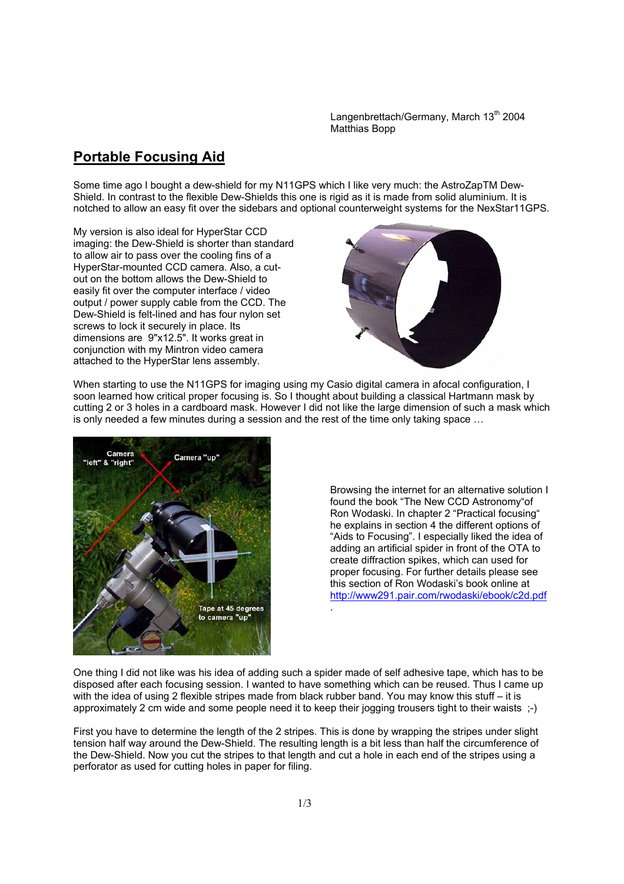Langenbrettach/Germany, March 13th 2004
Matthias Bopp

# Portable Focusing Aid

Some time ago I bought a dew-shield for my N11GPS which I like very much: the AstroZapTM Dew-Shield. In contrast to the flexible Dew-Shields this one is rigid as it is made from solid aluminium. It is notched to allow an easy fit over the sidebars and optional counterweight systems for the NexStar11GPS.

My version is also ideal for HyperStar CCD imaging: the Dew-Shield is shorter than standard to allow air to pass over the cooling fins of a HyperStar-mounted CCD camera. Also, a cut-out on the bottom allows the Dew-Shield to easily fit over the computer interface / video output / power supply cable from the CCD. The Dew-Shield is felt-lined and has four nylon set screws to lock it securely in place. Its dimensions are 9"x12.5". It works great in conjunction with my Mintron video camera attached to the HyperStar lens assembly.

When starting to use the N11GPS for imaging using my Casio digital camera in afocal configuration, I soon learned how critical proper focusing is. So I thought about building a classical Hartmann mask by cutting 2 or 3 holes in a cardboard mask. However I did not like the large dimension of such a mask which is only needed a few minutes during a session and the rest of the time only taking space …

Browsing the internet for an alternative solution I found the book "The New CCD Astronomy"of Ron Wodaski. In chapter 2 "Practical focusing" he explains in section 4 the different options of "Aids to Focusing". I especially liked the idea of adding an artificial spider in front of the OTA to create diffraction spikes, which can used for proper focusing. For further details please see this section of Ron Wodaski's book online at http://www291.pair.com/rwodaski/ebook/c2d.pdf .

One thing I did not like was his idea of adding such a spider made of self adhesive tape, which has to be disposed after each focusing session. I wanted to have something which can be reused. Thus I came up with the idea of using 2 flexible stripes made from black rubber band. You may know this stuff – it is approximately 2 cm wide and some people need it to keep their jogging trousers tight to their waists ;-)

First you have to determine the length of the 2 stripes. This is done by wrapping the stripes under slight tension half way around the Dew-Shield. The resulting length is a bit less than half the circumference of the Dew-Shield. Now you cut the stripes to that length and cut a hole in each end of the stripes using a perforator as used for cutting holes in paper for filing.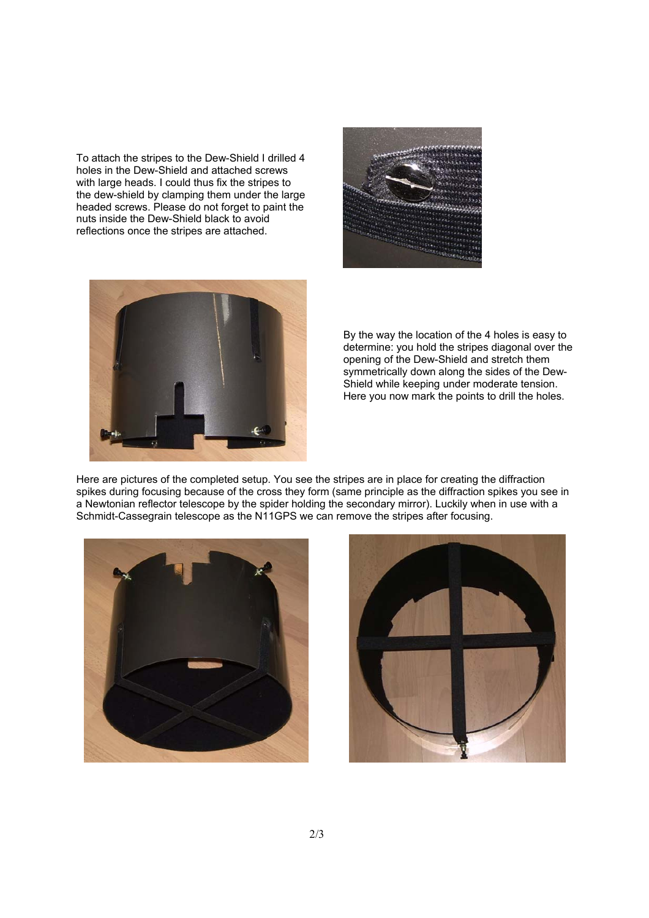To attach the stripes to the Dew-Shield I drilled 4 holes in the Dew-Shield and attached screws with large heads. I could thus fix the stripes to the dew-shield by clamping them under the large headed screws. Please do not forget to paint the nuts inside the Dew-Shield black to avoid reflections once the stripes are attached.

By the way the location of the 4 holes is easy to determine: you hold the stripes diagonal over the opening of the Dew-Shield and stretch them symmetrically down along the sides of the Dew-Shield while keeping under moderate tension. Here you now mark the points to drill the holes.

Here are pictures of the completed setup. You see the stripes are in place for creating the diffraction spikes during focusing because of the cross they form (same principle as the diffraction spikes you see in a Newtonian reflector telescope by the spider holding the secondary mirror). Luckily when in use with a Schmidt-Cassegrain telescope as the N11GPS we can remove the stripes after focusing.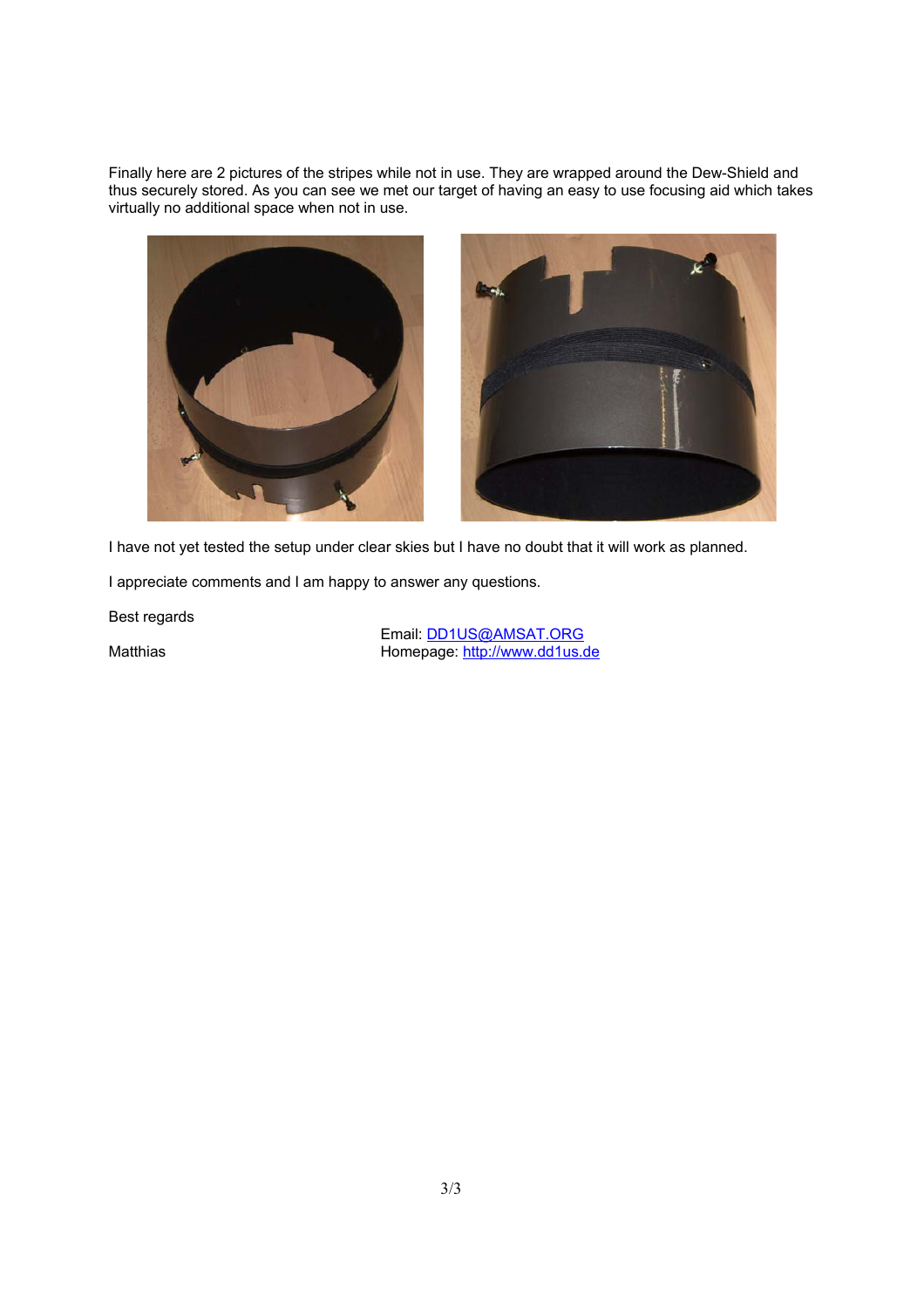Finally here are 2 pictures of the stripes while not in use. They are wrapped around the Dew-Shield and thus securely stored. As you can see we met our target of having an easy to use focusing aid which takes virtually no additional space when not in use.

I have not yet tested the setup under clear skies but I have no doubt that it will work as planned.

I appreciate comments and I am happy to answer any questions.

Best regards

Matthias

Email: DD1US@AMSAT.ORG
Homepage: http://www.dd1us.de